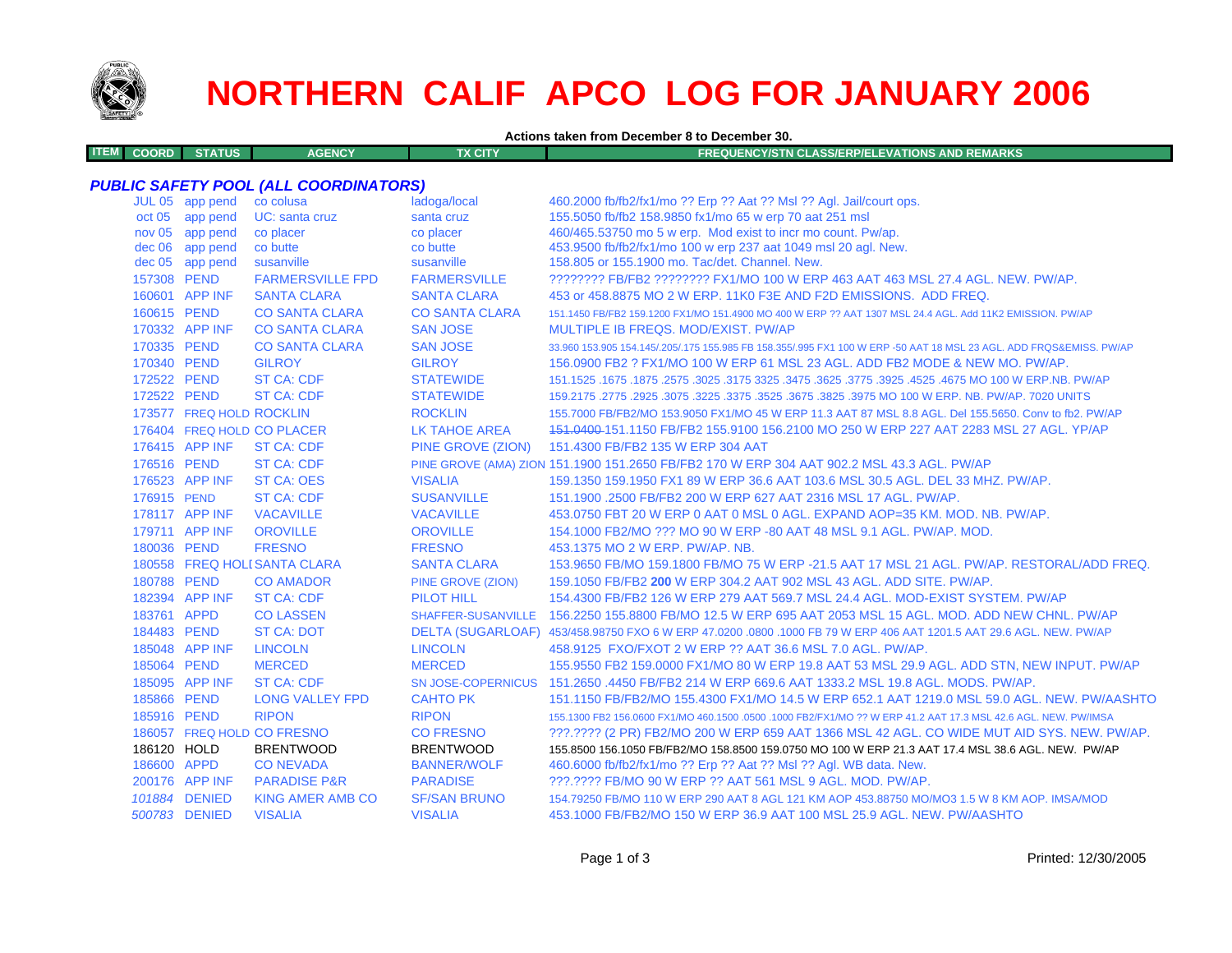# NORTHERN CALIF APCO LOG FOR JANUARY 2006

**Actions taken from December 8 to December 30.**

## *PUBLIC SAFETY POOL (ALL COORDINATORS)*

| ITEM | COORD | STATUS | AGENCY | TX CITY | FREQUENCY/STN CLASS/ERP/ELEVATIONS AND REMARKS |
|---|---|---|---|---|---|
| | JUL 05 | app pend | co colusa | ladoga/local | 460.2000 fb/fb2/fx1/mo ?? Erp ?? Aat ?? Msl ?? Agl. Jail/court ops. |
| | oct 05 | app pend | UC: santa cruz | santa cruz | 155.5050 fb/fb2 158.9850 fx1/mo 65 w erp 70 aat 251 msl |
| | nov 05 | app pend | co placer | co placer | 460/465.53750 mo 5 w erp. Mod exist to incr mo count. Pw/ap. |
| | dec 06 | app pend | co butte | co butte | 453.9500 fb/fb2/fx1/mo 100 w erp 237 aat 1049 msl 20 agl. New. |
| | dec 05 | app pend | susanville | susanville | 158.805 or 155.1900 mo. Tac/det. Channel. New. |
| | 157308 | PEND | FARMERSVILLE FPD | FARMERSVILLE | ???????? FB/FB2 ???????? FX1/MO 100 W ERP 463 AAT 463 MSL 27.4 AGL. NEW. PW/AP. |
| | 160601 | APP INF | SANTA CLARA | SANTA CLARA | 453 or 458.8875 MO 2 W ERP. 11K0 F3E AND F2D EMISSIONS. ADD FREQ. |
| | 160615 | PEND | CO SANTA CLARA | CO SANTA CLARA | 151.1450 FB/FB2 159.1200 FX1/MO 151.4900 MO 400 W ERP ?? AAT 1307 MSL 24.4 AGL. Add 11K2 EMISSION. PW/AP |
| | 170332 | APP INF | CO SANTA CLARA | SAN JOSE | MULTIPLE IB FREQS. MOD/EXIST. PW/AP |
| | 170335 | PEND | CO SANTA CLARA | SAN JOSE | 33.960 153.905 154.145/.205/.175 155.985 FB 158.355/.995 FX1 100 W ERP -50 AAT 18 MSL 23 AGL. ADD FRQS&EMISS. PW/AP |
| | 170340 | PEND | GILROY | GILROY | 156.0900 FB2 ? FX1/MO 100 W ERP 61 MSL 23 AGL. ADD FB2 MODE & NEW MO. PW/AP. |
| | 172522 | PEND | ST CA: CDF | STATEWIDE | 151.1525 .1675 .1875 .2575 .3025 .3175 3325 .3475 .3625 .3775 .3925 .4525 .4675 MO 100 W ERP.NB. PW/AP |
| | 172522 | PEND | ST CA: CDF | STATEWIDE | 159.2175 .2775 .2925 .3075 .3225 .3375 .3525 .3675 .3825 .3975 MO 100 W ERP. NB. PW/AP. 7020 UNITS |
| | 173577 | FREQ HOLD | ROCKLIN | ROCKLIN | 155.7000 FB/FB2/MO 153.9050 FX1/MO 45 W ERP 11.3 AAT 87 MSL 8.8 AGL. Del 155.5650. Conv to fb2. PW/AP |
| | 176404 | FREQ HOLD | CO PLACER | LK TAHOE AREA | ~~151.0400~~ 151.1150 FB/FB2 155.9100 156.2100 MO 250 W ERP 227 AAT 2283 MSL 27 AGL. YP/AP |
| | 176415 | APP INF | ST CA: CDF | PINE GROVE (ZION) | 151.4300 FB/FB2 135 W ERP 304 AAT |
| | 176516 | PEND | ST CA: CDF | PINE GROVE (AMA) ZION | 151.1900 151.2650 FB/FB2 170 W ERP 304 AAT 902.2 MSL 43.3 AGL. PW/AP |
| | 176523 | APP INF | ST CA: OES | VISALIA | 159.1350 159.1950 FX1 89 W ERP 36.6 AAT 103.6 MSL 30.5 AGL. DEL 33 MHZ. PW/AP. |
| | 176915 | PEND | ST CA: CDF | SUSANVILLE | 151.1900 .2500 FB/FB2 200 W ERP 627 AAT 2316 MSL 17 AGL. PW/AP. |
| | 178117 | APP INF | VACAVILLE | VACAVILLE | 453.0750 FBT 20 W ERP 0 AAT 0 MSL 0 AGL. EXPAND AOP=35 KM. MOD. NB. PW/AP. |
| | 179711 | APP INF | OROVILLE | OROVILLE | 154.1000 FB2/MO ??? MO 90 W ERP -80 AAT 48 MSL 9.1 AGL. PW/AP. MOD. |
| | 180036 | PEND | FRESNO | FRESNO | 453.1375 MO 2 W ERP. PW/AP. NB. |
| | 180558 | FREQ HOLD | SANTA CLARA | SANTA CLARA | 153.9650 FB/MO 159.1800 FB/MO 75 W ERP -21.5 AAT 17 MSL 21 AGL. PW/AP. RESTORAL/ADD FREQ. |
| | 180788 | PEND | CO AMADOR | PINE GROVE (ZION) | 159.1050 FB/FB2 **200** W ERP 304.2 AAT 902 MSL 43 AGL. ADD SITE. PW/AP. |
| | 182394 | APP INF | ST CA: CDF | PILOT HILL | 154.4300 FB/FB2 126 W ERP 279 AAT 569.7 MSL 24.4 AGL. MOD-EXIST SYSTEM. PW/AP |
| | 183761 | APPD | CO LASSEN | SHAFFER-SUSANVILLE | 156.2250 155.8800 FB/MO 12.5 W ERP 695 AAT 2053 MSL 15 AGL. MOD. ADD NEW CHNL. PW/AP |
| | 184483 | PEND | ST CA: DOT | DELTA (SUGARLOAF) | 453/458.98750 FXO 6 W ERP 47.0200 .0800 .1000 FB 79 W ERP 406 AAT 1201.5 AAT 29.6 AGL. NEW. PW/AP |
| | 185048 | APP INF | LINCOLN | LINCOLN | 458.9125 FXO/FXOT 2 W ERP ?? AAT 36.6 MSL 7.0 AGL. PW/AP. |
| | 185064 | PEND | MERCED | MERCED | 155.9550 FB2 159.0000 FX1/MO 80 W ERP 19.8 AAT 53 MSL 29.9 AGL. ADD STN, NEW INPUT. PW/AP |
| | 185095 | APP INF | ST CA: CDF | SN JOSE-COPERNICUS | 151.2650 .4450 FB/FB2 214 W ERP 669.6 AAT 1333.2 MSL 19.8 AGL. MODS. PW/AP. |
| | 185866 | PEND | LONG VALLEY FPD | CAHTO PK | 151.1150 FB/FB2/MO 155.4300 FX1/MO 14.5 W ERP 652.1 AAT 1219.0 MSL 59.0 AGL. NEW. PW/AASHTO |
| | 185916 | PEND | RIPON | RIPON | 155.1300 FB2 156.0600 FX1/MO 460.1500 .0500 .1000 FB2/FX1/MO ?? W ERP 41.2 AAT 17.3 MSL 42.6 AGL. NEW. PW/IMSA |
| | 186057 | FREQ HOLD | CO FRESNO | CO FRESNO | ???.???? (2 PR) FB2/MO 200 W ERP 659 AAT 1366 MSL 42 AGL. CO WIDE MUT AID SYS. NEW. PW/AP. |
| | 186120 | HOLD | BRENTWOOD | BRENTWOOD | 155.8500 156.1050 FB/FB2/MO 158.8500 159.0750 MO 100 W ERP 21.3 AAT 17.4 MSL 38.6 AGL. NEW. PW/AP |
| | 186600 | APPD | CO NEVADA | BANNER/WOLF | 460.6000 fb/fb2/fx1/mo ?? Erp ?? Aat ?? Msl ?? Agl. WB data. New. |
| | 200176 | APP INF | PARADISE P&R | PARADISE | ???.???? FB/MO 90 W ERP ?? AAT 561 MSL 9 AGL. MOD. PW/AP. |
| | *101884* | DENIED | KING AMER AMB CO | SF/SAN BRUNO | 154.79250 FB/MO 110 W ERP 290 AAT 8 AGL 121 KM AOP 453.88750 MO/MO3 1.5 W 8 KM AOP. IMSA/MOD |
| | *500783* | DENIED | VISALIA | VISALIA | 453.1000 FB/FB2/MO 150 W ERP 36.9 AAT 100 MSL 25.9 AGL. NEW. PW/AASHTO |

Printed: 12/30/2005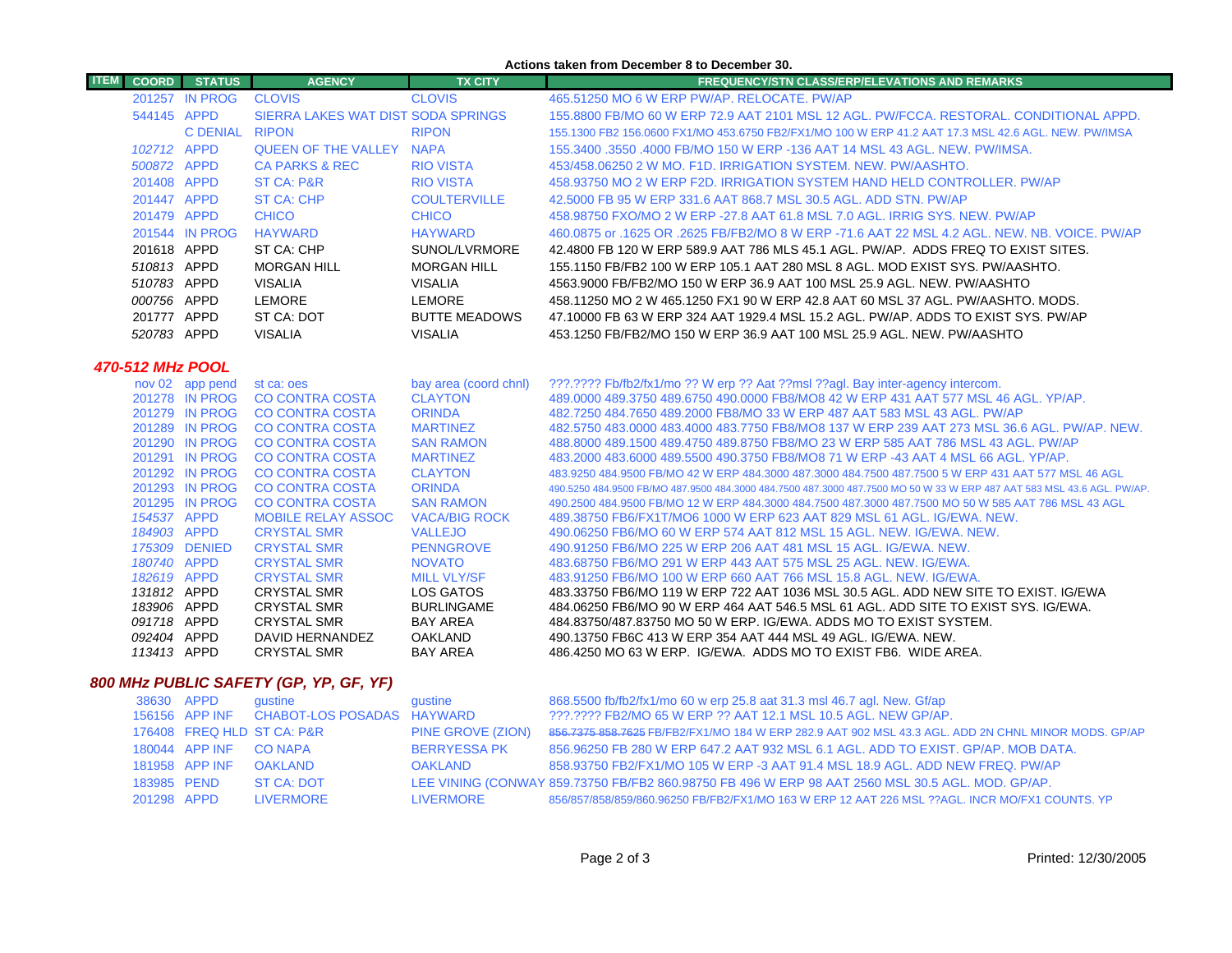**Actions taken from December 8 to December 30.**

| ITEM | COORD | STATUS | AGENCY | TX CITY | FREQUENCY/STN CLASS/ERP/ELEVATIONS AND REMARKS |
|---|---|---|---|---|---|
| | 201257 | IN PROG | CLOVIS | CLOVIS | 465.51250 MO 6 W ERP PW/AP. RELOCATE. PW/AP |
| | 544145 | APPD | SIERRA LAKES WAT DIST | SODA SPRINGS | 155.8800 FB/MO 60 W ERP 72.9 AAT 2101 MSL 12 AGL. PW/FCCA. RESTORAL. CONDITIONAL APPD. |
| | | C DENIAL | RIPON | RIPON | 155.1300 FB2 156.0600 FX1/MO 453.6750 FB2/FX1/MO 100 W ERP 41.2 AAT 17.3 MSL 42.6 AGL. NEW. PW/IMSA |
| | 102712 | APPD | QUEEN OF THE VALLEY | NAPA | 155.3400 .3550 .4000 FB/MO 150 W ERP -136 AAT 14 MSL 43 AGL. NEW. PW/IMSA. |
| | 500872 | APPD | CA PARKS & REC | RIO VISTA | 453/458.06250 2 W MO. F1D. IRRIGATION SYSTEM. NEW. PW/AASHTO. |
| | 201408 | APPD | ST CA: P&R | RIO VISTA | 458.93750 MO 2 W ERP F2D. IRRIGATION SYSTEM HAND HELD CONTROLLER. PW/AP |
| | 201447 | APPD | ST CA: CHP | COULTERVILLE | 42.5000 FB 95 W ERP 331.6 AAT 868.7 MSL 30.5 AGL. ADD STN. PW/AP |
| | 201479 | APPD | CHICO | CHICO | 458.98750 FXO/MO 2 W ERP -27.8 AAT 61.8 MSL 7.0 AGL. IRRIG SYS. NEW. PW/AP |
| | 201544 | IN PROG | HAYWARD | HAYWARD | 460.0875 or .1625 OR .2625 FB/FB2/MO 8 W ERP -71.6 AAT 22 MSL 4.2 AGL. NEW. NB. VOICE. PW/AP |
| | 201618 | APPD | ST CA: CHP | SUNOL/LVRMORE | 42.4800 FB 120 W ERP 589.9 AAT 786 MLS 45.1 AGL. PW/AP. ADDS FREQ TO EXIST SITES. |
| | 510813 | APPD | MORGAN HILL | MORGAN HILL | 155.1150 FB/FB2 100 W ERP 105.1 AAT 280 MSL 8 AGL. MOD EXIST SYS. PW/AASHTO. |
| | 510783 | APPD | VISALIA | VISALIA | 4563.9000 FB/FB2/MO 150 W ERP 36.9 AAT 100 MSL 25.9 AGL. NEW. PW/AASHTO |
| | 000756 | APPD | LEMORE | LEMORE | 458.11250 MO 2 W 465.1250 FX1 90 W ERP 42.8 AAT 60 MSL 37 AGL. PW/AASHTO. MODS. |
| | 201777 | APPD | ST CA: DOT | BUTTE MEADOWS | 47.10000 FB 63 W ERP 324 AAT 1929.4 MSL 15.2 AGL. PW/AP. ADDS TO EXIST SYS. PW/AP |
| | 520783 | APPD | VISALIA | VISALIA | 453.1250 FB/FB2/MO 150 W ERP 36.9 AAT 100 MSL 25.9 AGL. NEW. PW/AASHTO |

## *470-512 MHz POOL*

| ITEM | COORD | STATUS | AGENCY | TX CITY | FREQUENCY/STN CLASS/ERP/ELEVATIONS AND REMARKS |
|---|---|---|---|---|---|
| | nov 02 | app pend | st ca: oes | bay area (coord chnl) | ???.???? Fb/fb2/fx1/mo ?? W erp ?? Aat ??msl ??agl. Bay inter-agency intercom. |
| | 201278 | IN PROG | CO CONTRA COSTA | CLAYTON | 489.0000 489.3750 489.6750 490.0000 FB8/MO8 42 W ERP 431 AAT 577 MSL 46 AGL. YP/AP. |
| | 201279 | IN PROG | CO CONTRA COSTA | ORINDA | 482.7250 484.7650 489.2000 FB8/MO 33 W ERP 487 AAT 583 MSL 43 AGL. PW/AP |
| | 201289 | IN PROG | CO CONTRA COSTA | MARTINEZ | 482.5750 483.0000 483.4000 483.7750 FB8/MO8 137 W ERP 239 AAT 273 MSL 36.6 AGL. PW/AP. NEW. |
| | 201290 | IN PROG | CO CONTRA COSTA | SAN RAMON | 488.8000 489.1500 489.4750 489.8750 FB8/MO 23 W ERP 585 AAT 786 MSL 43 AGL. PW/AP |
| | 201291 | IN PROG | CO CONTRA COSTA | MARTINEZ | 483.2000 483.6000 489.5500 490.3750 FB8/MO8 71 W ERP -43 AAT 4 MSL 66 AGL. YP/AP. |
| | 201292 | IN PROG | CO CONTRA COSTA | CLAYTON | 483.9250 484.9500 FB/MO 42 W ERP 484.3000 487.3000 484.7500 487.7500 5 W ERP 431 AAT 577 MSL 46 AGL |
| | 201293 | IN PROG | CO CONTRA COSTA | ORINDA | 490.5250 484.9500 FB/MO 487.9500 484.3000 484.7500 487.3000 487.7500 MO 50 W 33 W ERP 487 AAT 583 MSL 43.6 AGL. PW/AP. |
| | 201295 | IN PROG | CO CONTRA COSTA | SAN RAMON | 490.2500 484.9500 FB/MO 12 W ERP 484.3000 484.7500 487.3000 487.7500 MO 50 W 585 AAT 786 MSL 43 AGL |
| | 154537 | APPD | MOBILE RELAY ASSOC | VACA/BIG ROCK | 489.38750 FB6/FX1T/MO6 1000 W ERP 623 AAT 829 MSL 61 AGL. IG/EWA. NEW. |
| | 184903 | APPD | CRYSTAL SMR | VALLEJO | 490.06250 FB6/MO 60 W ERP 574 AAT 812 MSL 15 AGL. NEW. IG/EWA. NEW. |
| | 175309 | DENIED | CRYSTAL SMR | PENNGROVE | 490.91250 FB6/MO 225 W ERP 206 AAT 481 MSL 15 AGL. IG/EWA. NEW. |
| | 180740 | APPD | CRYSTAL SMR | NOVATO | 483.68750 FB6/MO 291 W ERP 443 AAT 575 MSL 25 AGL. NEW. IG/EWA. |
| | 182619 | APPD | CRYSTAL SMR | MILL VLY/SF | 483.91250 FB6/MO 100 W ERP 660 AAT 766 MSL 15.8 AGL. NEW. IG/EWA. |
| | 131812 | APPD | CRYSTAL SMR | LOS GATOS | 483.33750 FB6/MO 119 W ERP 722 AAT 1036 MSL 30.5 AGL. ADD NEW SITE TO EXIST. IG/EWA |
| | 183906 | APPD | CRYSTAL SMR | BURLINGAME | 484.06250 FB6/MO 90 W ERP 464 AAT 546.5 MSL 61 AGL. ADD SITE TO EXIST SYS. IG/EWA. |
| | 091718 | APPD | CRYSTAL SMR | BAY AREA | 484.83750/487.83750 MO 50 W ERP. IG/EWA. ADDS MO TO EXIST SYSTEM. |
| | 092404 | APPD | DAVID HERNANDEZ | OAKLAND | 490.13750 FB6C 413 W ERP 354 AAT 444 MSL 49 AGL. IG/EWA. NEW. |
| | 113413 | APPD | CRYSTAL SMR | BAY AREA | 486.4250 MO 63 W ERP. IG/EWA. ADDS MO TO EXIST FB6. WIDE AREA. |

## *800 MHz PUBLIC SAFETY (GP, YP, GF, YF)*

| ITEM | COORD | STATUS | AGENCY | TX CITY | FREQUENCY/STN CLASS/ERP/ELEVATIONS AND REMARKS |
|---|---|---|---|---|---|
| | 38630 | APPD | gustine | gustine | 868.5500 fb/fb2/fx1/mo 60 w erp 25.8 aat 31.3 msl 46.7 agl. New. Gf/ap |
| | 156156 | APP INF | CHABOT-LOS POSADAS | HAYWARD | ???.???? FB2/MO 65 W ERP ?? AAT 12.1 MSL 10.5 AGL. NEW GP/AP. |
| | 176408 | FREQ HLD | ST CA: P&R | PINE GROVE (ZION) | ~~856.7375 858.7625~~ FB/FB2/FX1/MO 184 W ERP 282.9 AAT 902 MSL 43.3 AGL. ADD 2N CHNL MINOR MODS. GP/AP |
| | 180044 | APP INF | CO NAPA | BERRYESSA PK | 856.96250 FB 280 W ERP 647.2 AAT 932 MSL 6.1 AGL. ADD TO EXIST. GP/AP. MOB DATA. |
| | 181958 | APP INF | OAKLAND | OAKLAND | 858.93750 FB2/FX1/MO 105 W ERP -3 AAT 91.4 MSL 18.9 AGL. ADD NEW FREQ. PW/AP |
| | 183985 | PEND | ST CA: DOT | LEE VINING (CONWAY | 859.73750 FB/FB2 860.98750 FB 496 W ERP 98 AAT 2560 MSL 30.5 AGL. MOD. GP/AP. |
| | 201298 | APPD | LIVERMORE | LIVERMORE | 856/857/858/859/860.96250 FB/FB2/FX1/MO 163 W ERP 12 AAT 226 MSL ??AGL. INCR MO/FX1 COUNTS. YP |

Printed: 12/30/2005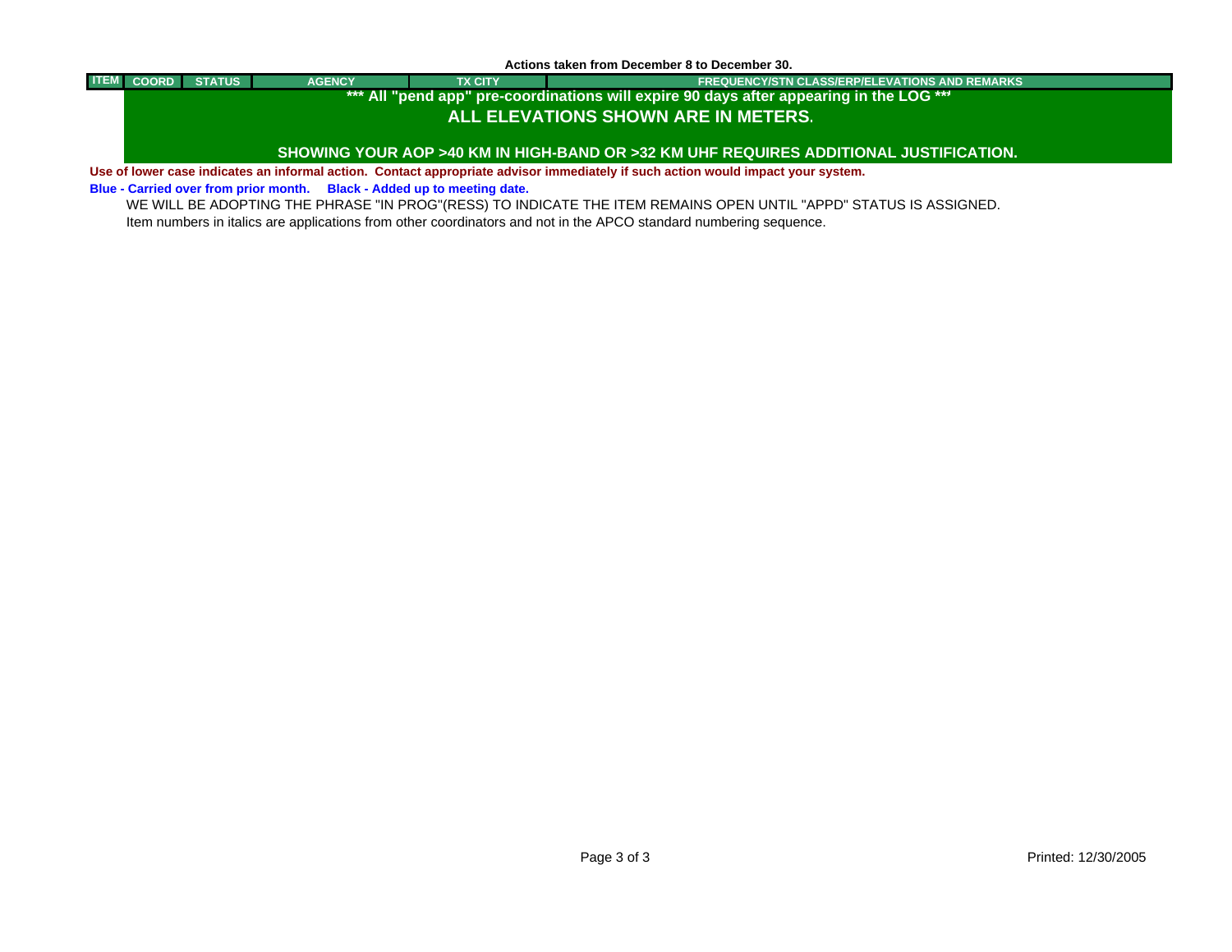**Actions taken from December 8 to December 30.**

| ITEM | COORD | STATUS | AGENCY | TX CITY | FREQUENCY/STN CLASS/ERP/ELEVATIONS AND REMARKS |
|---|---|---|---|---|---|

**\*\*\* All "pend app" pre-coordinations will expire 90 days after appearing in the LOG \*\*\***

**ALL ELEVATIONS SHOWN ARE IN METERS.**

**SHOWING YOUR AOP >40 KM IN HIGH-BAND OR >32 KM UHF REQUIRES ADDITIONAL JUSTIFICATION.**

**Use of lower case indicates an informal action. Contact appropriate advisor immediately if such action would impact your system.**

**Blue - Carried over from prior month. Black - Added up to meeting date.**

WE WILL BE ADOPTING THE PHRASE "IN PROG"(RESS) TO INDICATE THE ITEM REMAINS OPEN UNTIL "APPD" STATUS IS ASSIGNED.

Item numbers in italics are applications from other coordinators and not in the APCO standard numbering sequence.

Printed: 12/30/2005